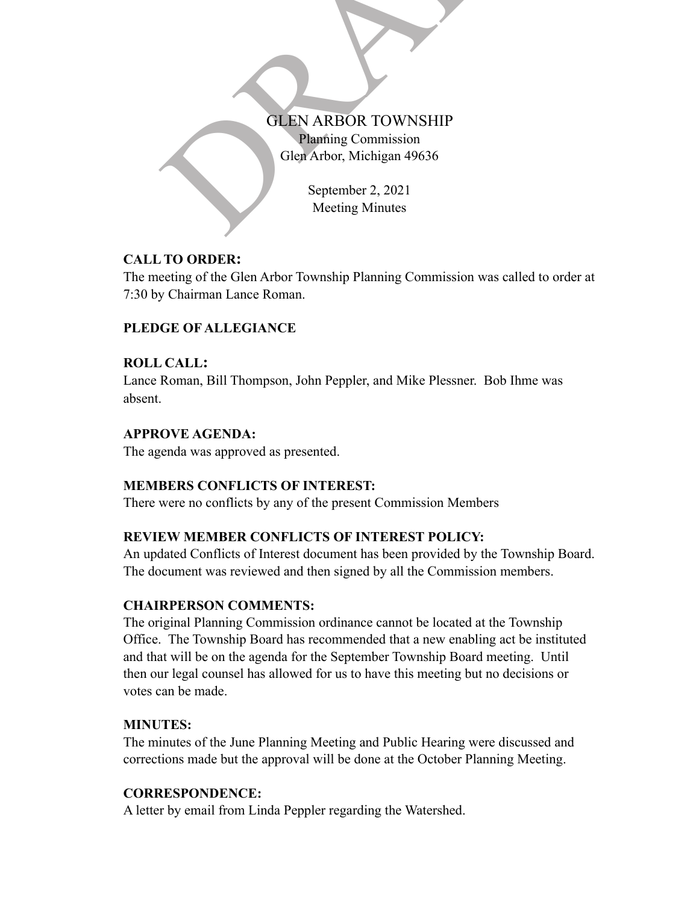# GLEN ARBOR TOWNSHIP

Planning Commission
Glen Arbor, Michigan 49636

September 2, 2021
Meeting Minutes

**CALL TO ORDER:**

The meeting of the Glen Arbor Township Planning Commission was called to order at 7:30 by Chairman Lance Roman.

**PLEDGE OF ALLEGIANCE**

**ROLL CALL:**

Lance Roman, Bill Thompson, John Peppler, and Mike Plessner. Bob Ihme was absent.

**APPROVE AGENDA:**

The agenda was approved as presented.

**MEMBERS CONFLICTS OF INTEREST:**

There were no conflicts by any of the present Commission Members

**REVIEW MEMBER CONFLICTS OF INTEREST POLICY:**

An updated Conflicts of Interest document has been provided by the Township Board. The document was reviewed and then signed by all the Commission members.

**CHAIRPERSON COMMENTS:**

The original Planning Commission ordinance cannot be located at the Township Office. The Township Board has recommended that a new enabling act be instituted and that will be on the agenda for the September Township Board meeting. Until then our legal counsel has allowed for us to have this meeting but no decisions or votes can be made.

**MINUTES:**

The minutes of the June Planning Meeting and Public Hearing were discussed and corrections made but the approval will be done at the October Planning Meeting.

**CORRESPONDENCE:**

A letter by email from Linda Peppler regarding the Watershed.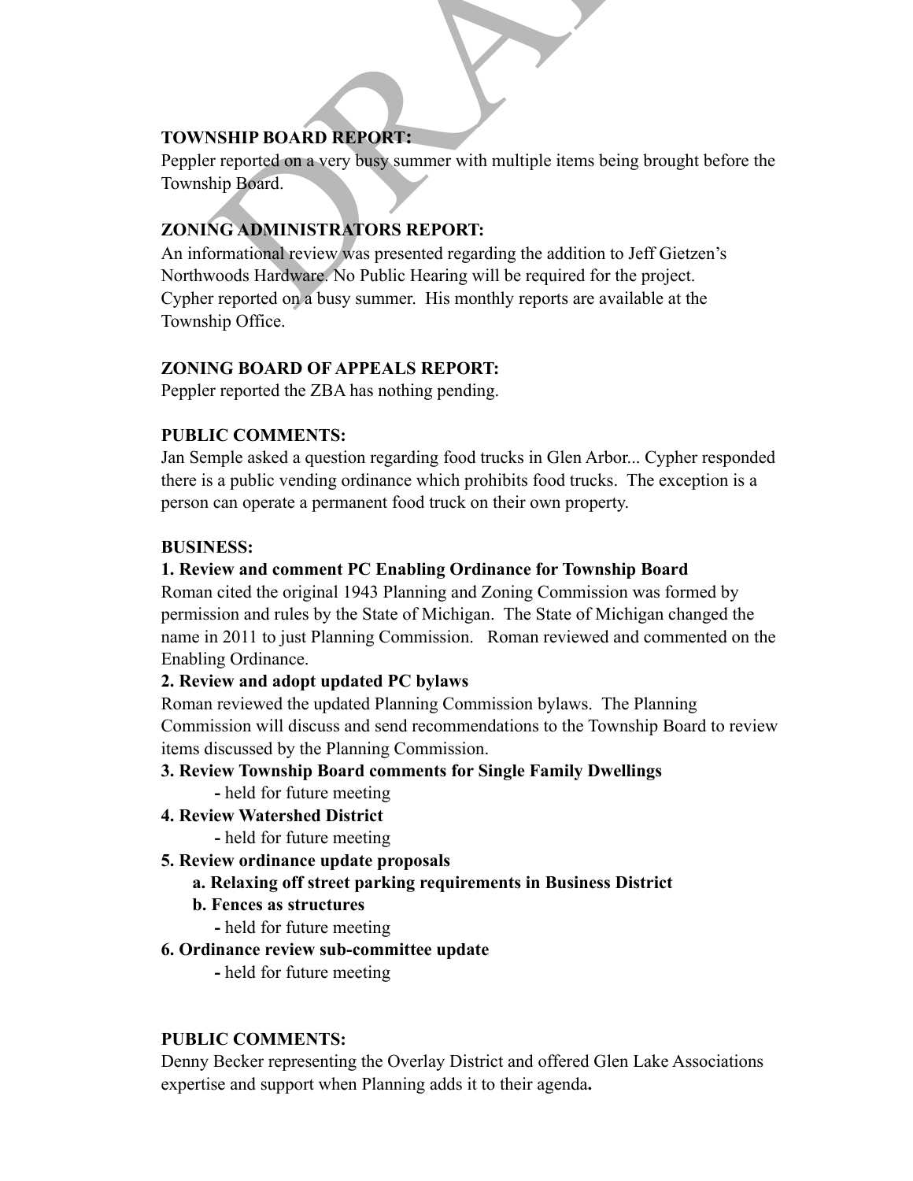**TOWNSHIP BOARD REPORT:**
Peppler reported on a very busy summer with multiple items being brought before the Township Board.

**ZONING ADMINISTRATORS REPORT:**
An informational review was presented regarding the addition to Jeff Gietzen's Northwoods Hardware. No Public Hearing will be required for the project.
Cypher reported on a busy summer. His monthly reports are available at the Township Office.

**ZONING BOARD OF APPEALS REPORT:**
Peppler reported the ZBA has nothing pending.

**PUBLIC COMMENTS:**
Jan Semple asked a question regarding food trucks in Glen Arbor... Cypher responded there is a public vending ordinance which prohibits food trucks. The exception is a person can operate a permanent food truck on their own property.

**BUSINESS:**

**1. Review and comment PC Enabling Ordinance for Township Board**
Roman cited the original 1943 Planning and Zoning Commission was formed by permission and rules by the State of Michigan. The State of Michigan changed the name in 2011 to just Planning Commission. Roman reviewed and commented on the Enabling Ordinance.

**2. Review and adopt updated PC bylaws**
Roman reviewed the updated Planning Commission bylaws. The Planning Commission will discuss and send recommendations to the Township Board to review items discussed by the Planning Commission.

**3. Review Township Board comments for Single Family Dwellings**
- held for future meeting

**4. Review Watershed District**
- held for future meeting

**5. Review ordinance update proposals**
- **a. Relaxing off street parking requirements in Business District**
- **b. Fences as structures**
  - held for future meeting

**6. Ordinance review sub-committee update**
- held for future meeting

**PUBLIC COMMENTS:**
Denny Becker representing the Overlay District and offered Glen Lake Associations expertise and support when Planning adds it to their agenda**.**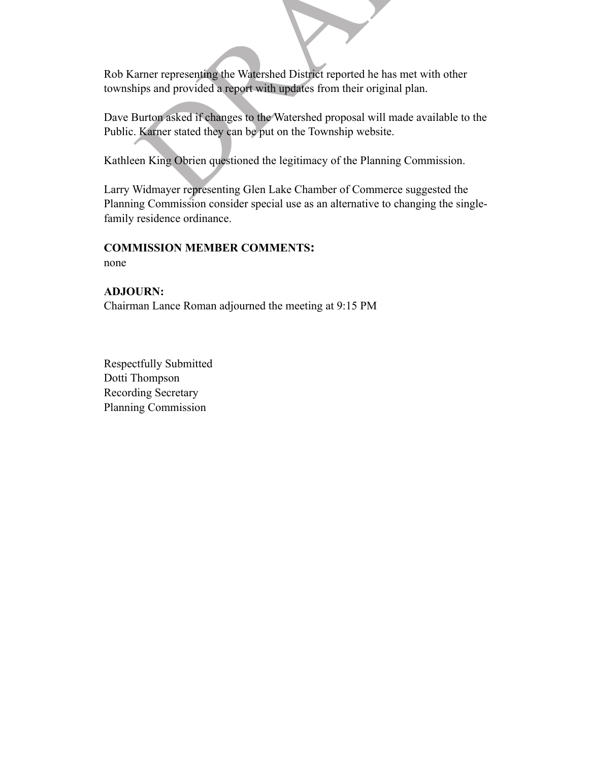Rob Karner representing the Watershed District reported he has met with other townships and provided a report with updates from their original plan.

Dave Burton asked if changes to the Watershed proposal will made available to the Public. Karner stated they can be put on the Township website.

Kathleen King Obrien questioned the legitimacy of the Planning Commission.

Larry Widmayer representing Glen Lake Chamber of Commerce suggested the Planning Commission consider special use as an alternative to changing the single-family residence ordinance.

**COMMISSION MEMBER COMMENTS:**
none

**ADJOURN:**
Chairman Lance Roman adjourned the meeting at 9:15 PM

Respectfully Submitted
Dotti Thompson
Recording Secretary
Planning Commission